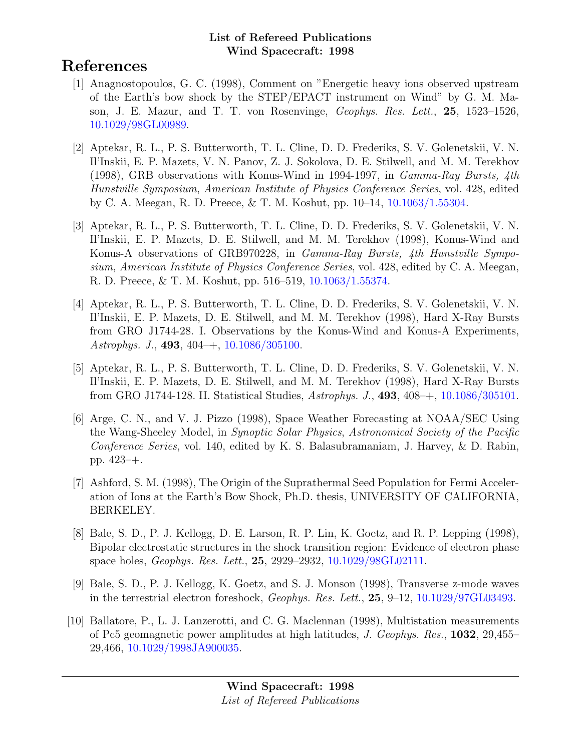**List of Refereed Publications**
**Wind Spacecraft: 1998**

# References

[1] Anagnostopoulos, G. C. (1998), Comment on "Energetic heavy ions observed upstream of the Earth's bow shock by the STEP/EPACT instrument on Wind" by G. M. Mason, J. E. Mazur, and T. T. von Rosenvinge, *Geophys. Res. Lett.*, **25**, 1523–1526, 10.1029/98GL00989.

[2] Aptekar, R. L., P. S. Butterworth, T. L. Cline, D. D. Frederiks, S. V. Golenetskii, V. N. Il'Inskii, E. P. Mazets, V. N. Panov, Z. J. Sokolova, D. E. Stilwell, and M. M. Terekhov (1998), GRB observations with Konus-Wind in 1994-1997, in *Gamma-Ray Bursts, 4th Hunstville Symposium*, *American Institute of Physics Conference Series*, vol. 428, edited by C. A. Meegan, R. D. Preece, & T. M. Koshut, pp. 10–14, 10.1063/1.55304.

[3] Aptekar, R. L., P. S. Butterworth, T. L. Cline, D. D. Frederiks, S. V. Golenetskii, V. N. Il'Inskii, E. P. Mazets, D. E. Stilwell, and M. M. Terekhov (1998), Konus-Wind and Konus-A observations of GRB970228, in *Gamma-Ray Bursts, 4th Hunstville Symposium*, *American Institute of Physics Conference Series*, vol. 428, edited by C. A. Meegan, R. D. Preece, & T. M. Koshut, pp. 516–519, 10.1063/1.55374.

[4] Aptekar, R. L., P. S. Butterworth, T. L. Cline, D. D. Frederiks, S. V. Golenetskii, V. N. Il'Inskii, E. P. Mazets, D. E. Stilwell, and M. M. Terekhov (1998), Hard X-Ray Bursts from GRO J1744-28. I. Observations by the Konus-Wind and Konus-A Experiments, *Astrophys. J.*, **493**, 404–+, 10.1086/305100.

[5] Aptekar, R. L., P. S. Butterworth, T. L. Cline, D. D. Frederiks, S. V. Golenetskii, V. N. Il'Inskii, E. P. Mazets, D. E. Stilwell, and M. M. Terekhov (1998), Hard X-Ray Bursts from GRO J1744-128. II. Statistical Studies, *Astrophys. J.*, **493**, 408–+, 10.1086/305101.

[6] Arge, C. N., and V. J. Pizzo (1998), Space Weather Forecasting at NOAA/SEC Using the Wang-Sheeley Model, in *Synoptic Solar Physics*, *Astronomical Society of the Pacific Conference Series*, vol. 140, edited by K. S. Balasubramaniam, J. Harvey, & D. Rabin, pp. 423–+.

[7] Ashford, S. M. (1998), The Origin of the Suprathermal Seed Population for Fermi Acceleration of Ions at the Earth's Bow Shock, Ph.D. thesis, UNIVERSITY OF CALIFORNIA, BERKELEY.

[8] Bale, S. D., P. J. Kellogg, D. E. Larson, R. P. Lin, K. Goetz, and R. P. Lepping (1998), Bipolar electrostatic structures in the shock transition region: Evidence of electron phase space holes, *Geophys. Res. Lett.*, **25**, 2929–2932, 10.1029/98GL02111.

[9] Bale, S. D., P. J. Kellogg, K. Goetz, and S. J. Monson (1998), Transverse z-mode waves in the terrestrial electron foreshock, *Geophys. Res. Lett.*, **25**, 9–12, 10.1029/97GL03493.

[10] Ballatore, P., L. J. Lanzerotti, and C. G. Maclennan (1998), Multistation measurements of Pc5 geomagnetic power amplitudes at high latitudes, *J. Geophys. Res.*, **1032**, 29,455–29,466, 10.1029/1998JA900035.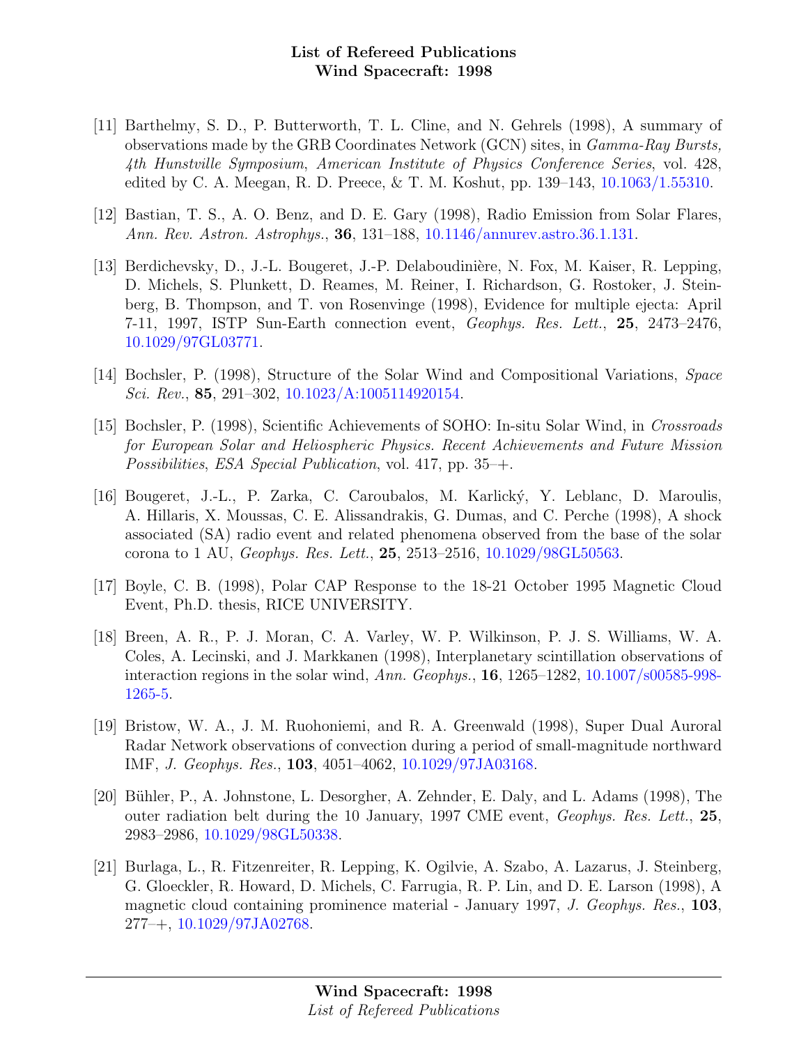[11] Barthelmy, S. D., P. Butterworth, T. L. Cline, and N. Gehrels (1998), A summary of observations made by the GRB Coordinates Network (GCN) sites, in *Gamma-Ray Bursts, 4th Hunstville Symposium*, *American Institute of Physics Conference Series*, vol. 428, edited by C. A. Meegan, R. D. Preece, & T. M. Koshut, pp. 139–143, 10.1063/1.55310.

[12] Bastian, T. S., A. O. Benz, and D. E. Gary (1998), Radio Emission from Solar Flares, *Ann. Rev. Astron. Astrophys.*, **36**, 131–188, 10.1146/annurev.astro.36.1.131.

[13] Berdichevsky, D., J.-L. Bougeret, J.-P. Delaboudinière, N. Fox, M. Kaiser, R. Lepping, D. Michels, S. Plunkett, D. Reames, M. Reiner, I. Richardson, G. Rostoker, J. Steinberg, B. Thompson, and T. von Rosenvinge (1998), Evidence for multiple ejecta: April 7-11, 1997, ISTP Sun-Earth connection event, *Geophys. Res. Lett.*, **25**, 2473–2476, 10.1029/97GL03771.

[14] Bochsler, P. (1998), Structure of the Solar Wind and Compositional Variations, *Space Sci. Rev.*, **85**, 291–302, 10.1023/A:1005114920154.

[15] Bochsler, P. (1998), Scientific Achievements of SOHO: In-situ Solar Wind, in *Crossroads for European Solar and Heliospheric Physics. Recent Achievements and Future Mission Possibilities*, *ESA Special Publication*, vol. 417, pp. 35–+.

[16] Bougeret, J.-L., P. Zarka, C. Caroubalos, M. Karlický, Y. Leblanc, D. Maroulis, A. Hillaris, X. Moussas, C. E. Alissandrakis, G. Dumas, and C. Perche (1998), A shock associated (SA) radio event and related phenomena observed from the base of the solar corona to 1 AU, *Geophys. Res. Lett.*, **25**, 2513–2516, 10.1029/98GL50563.

[17] Boyle, C. B. (1998), Polar CAP Response to the 18-21 October 1995 Magnetic Cloud Event, Ph.D. thesis, RICE UNIVERSITY.

[18] Breen, A. R., P. J. Moran, C. A. Varley, W. P. Wilkinson, P. J. S. Williams, W. A. Coles, A. Lecinski, and J. Markkanen (1998), Interplanetary scintillation observations of interaction regions in the solar wind, *Ann. Geophys.*, **16**, 1265–1282, 10.1007/s00585-998-1265-5.

[19] Bristow, W. A., J. M. Ruohoniemi, and R. A. Greenwald (1998), Super Dual Auroral Radar Network observations of convection during a period of small-magnitude northward IMF, *J. Geophys. Res.*, **103**, 4051–4062, 10.1029/97JA03168.

[20] Bühler, P., A. Johnstone, L. Desorgher, A. Zehnder, E. Daly, and L. Adams (1998), The outer radiation belt during the 10 January, 1997 CME event, *Geophys. Res. Lett.*, **25**, 2983–2986, 10.1029/98GL50338.

[21] Burlaga, L., R. Fitzenreiter, R. Lepping, K. Ogilvie, A. Szabo, A. Lazarus, J. Steinberg, G. Gloeckler, R. Howard, D. Michels, C. Farrugia, R. P. Lin, and D. E. Larson (1998), A magnetic cloud containing prominence material - January 1997, *J. Geophys. Res.*, **103**, 277–+, 10.1029/97JA02768.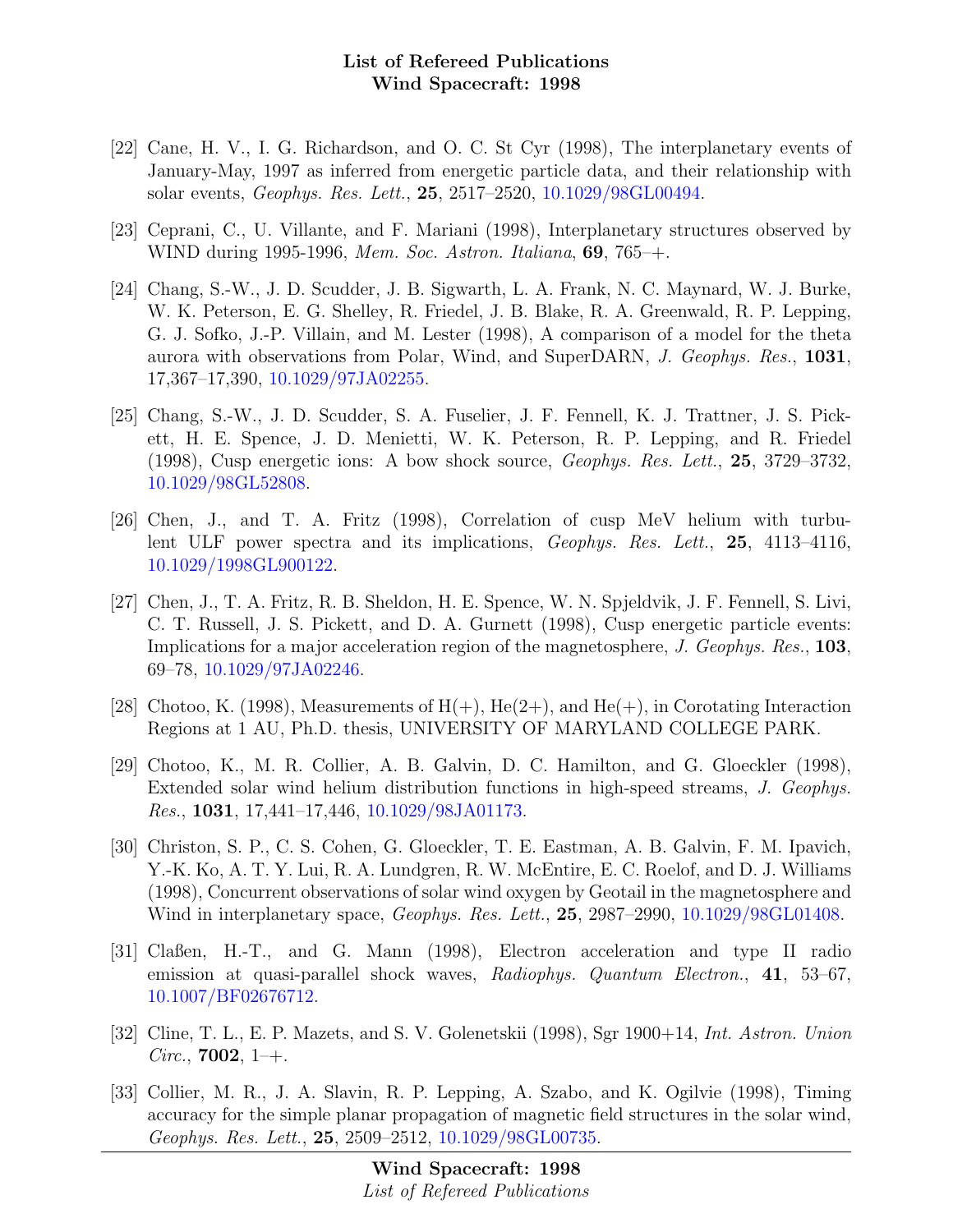[22] Cane, H. V., I. G. Richardson, and O. C. St Cyr (1998), The interplanetary events of January-May, 1997 as inferred from energetic particle data, and their relationship with solar events, *Geophys. Res. Lett.*, **25**, 2517–2520, 10.1029/98GL00494.

[23] Ceprani, C., U. Villante, and F. Mariani (1998), Interplanetary structures observed by WIND during 1995-1996, *Mem. Soc. Astron. Italiana*, **69**, 765–+.

[24] Chang, S.-W., J. D. Scudder, J. B. Sigwarth, L. A. Frank, N. C. Maynard, W. J. Burke, W. K. Peterson, E. G. Shelley, R. Friedel, J. B. Blake, R. A. Greenwald, R. P. Lepping, G. J. Sofko, J.-P. Villain, and M. Lester (1998), A comparison of a model for the theta aurora with observations from Polar, Wind, and SuperDARN, *J. Geophys. Res.*, **1031**, 17,367–17,390, 10.1029/97JA02255.

[25] Chang, S.-W., J. D. Scudder, S. A. Fuselier, J. F. Fennell, K. J. Trattner, J. S. Pickett, H. E. Spence, J. D. Menietti, W. K. Peterson, R. P. Lepping, and R. Friedel (1998), Cusp energetic ions: A bow shock source, *Geophys. Res. Lett.*, **25**, 3729–3732, 10.1029/98GL52808.

[26] Chen, J., and T. A. Fritz (1998), Correlation of cusp MeV helium with turbulent ULF power spectra and its implications, *Geophys. Res. Lett.*, **25**, 4113–4116, 10.1029/1998GL900122.

[27] Chen, J., T. A. Fritz, R. B. Sheldon, H. E. Spence, W. N. Spjeldvik, J. F. Fennell, S. Livi, C. T. Russell, J. S. Pickett, and D. A. Gurnett (1998), Cusp energetic particle events: Implications for a major acceleration region of the magnetosphere, *J. Geophys. Res.*, **103**, 69–78, 10.1029/97JA02246.

[28] Chotoo, K. (1998), Measurements of H(+), He(2+), and He(+), in Corotating Interaction Regions at 1 AU, Ph.D. thesis, UNIVERSITY OF MARYLAND COLLEGE PARK.

[29] Chotoo, K., M. R. Collier, A. B. Galvin, D. C. Hamilton, and G. Gloeckler (1998), Extended solar wind helium distribution functions in high-speed streams, *J. Geophys. Res.*, **1031**, 17,441–17,446, 10.1029/98JA01173.

[30] Christon, S. P., C. S. Cohen, G. Gloeckler, T. E. Eastman, A. B. Galvin, F. M. Ipavich, Y.-K. Ko, A. T. Y. Lui, R. A. Lundgren, R. W. McEntire, E. C. Roelof, and D. J. Williams (1998), Concurrent observations of solar wind oxygen by Geotail in the magnetosphere and Wind in interplanetary space, *Geophys. Res. Lett.*, **25**, 2987–2990, 10.1029/98GL01408.

[31] Claßen, H.-T., and G. Mann (1998), Electron acceleration and type II radio emission at quasi-parallel shock waves, *Radiophys. Quantum Electron.*, **41**, 53–67, 10.1007/BF02676712.

[32] Cline, T. L., E. P. Mazets, and S. V. Golenetskii (1998), Sgr 1900+14, *Int. Astron. Union Circ.*, **7002**, 1–+.

[33] Collier, M. R., J. A. Slavin, R. P. Lepping, A. Szabo, and K. Ogilvie (1998), Timing accuracy for the simple planar propagation of magnetic field structures in the solar wind, *Geophys. Res. Lett.*, **25**, 2509–2512, 10.1029/98GL00735.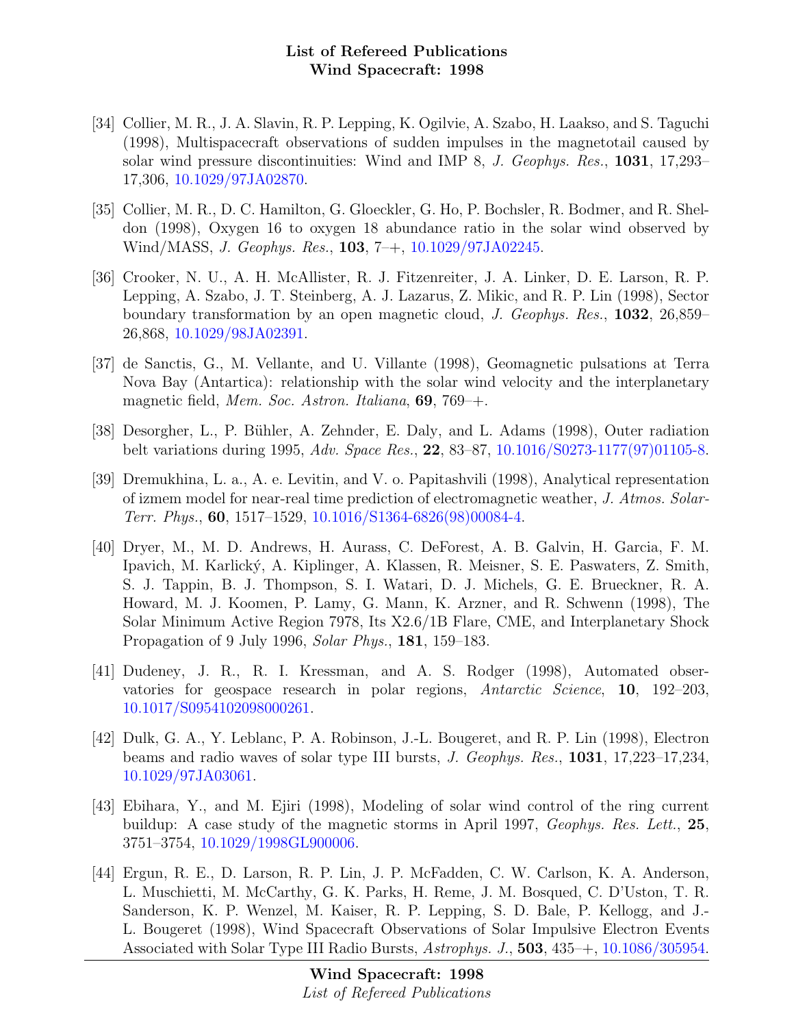[34] Collier, M. R., J. A. Slavin, R. P. Lepping, K. Ogilvie, A. Szabo, H. Laakso, and S. Taguchi (1998), Multispacecraft observations of sudden impulses in the magnetotail caused by solar wind pressure discontinuities: Wind and IMP 8, *J. Geophys. Res.*, **1031**, 17,293–17,306, 10.1029/97JA02870.

[35] Collier, M. R., D. C. Hamilton, G. Gloeckler, G. Ho, P. Bochsler, R. Bodmer, and R. Sheldon (1998), Oxygen 16 to oxygen 18 abundance ratio in the solar wind observed by Wind/MASS, *J. Geophys. Res.*, **103**, 7–+, 10.1029/97JA02245.

[36] Crooker, N. U., A. H. McAllister, R. J. Fitzenreiter, J. A. Linker, D. E. Larson, R. P. Lepping, A. Szabo, J. T. Steinberg, A. J. Lazarus, Z. Mikic, and R. P. Lin (1998), Sector boundary transformation by an open magnetic cloud, *J. Geophys. Res.*, **1032**, 26,859–26,868, 10.1029/98JA02391.

[37] de Sanctis, G., M. Vellante, and U. Villante (1998), Geomagnetic pulsations at Terra Nova Bay (Antartica): relationship with the solar wind velocity and the interplanetary magnetic field, *Mem. Soc. Astron. Italiana*, **69**, 769–+.

[38] Desorgher, L., P. Bühler, A. Zehnder, E. Daly, and L. Adams (1998), Outer radiation belt variations during 1995, *Adv. Space Res.*, **22**, 83–87, 10.1016/S0273-1177(97)01105-8.

[39] Dremukhina, L. a., A. e. Levitin, and V. o. Papitashvili (1998), Analytical representation of izmem model for near-real time prediction of electromagnetic weather, *J. Atmos. Solar-Terr. Phys.*, **60**, 1517–1529, 10.1016/S1364-6826(98)00084-4.

[40] Dryer, M., M. D. Andrews, H. Aurass, C. DeForest, A. B. Galvin, H. Garcia, F. M. Ipavich, M. Karlický, A. Kiplinger, A. Klassen, R. Meisner, S. E. Paswaters, Z. Smith, S. J. Tappin, B. J. Thompson, S. I. Watari, D. J. Michels, G. E. Brueckner, R. A. Howard, M. J. Koomen, P. Lamy, G. Mann, K. Arzner, and R. Schwenn (1998), The Solar Minimum Active Region 7978, Its X2.6/1B Flare, CME, and Interplanetary Shock Propagation of 9 July 1996, *Solar Phys.*, **181**, 159–183.

[41] Dudeney, J. R., R. I. Kressman, and A. S. Rodger (1998), Automated observatories for geospace research in polar regions, *Antarctic Science*, **10**, 192–203, 10.1017/S0954102098000261.

[42] Dulk, G. A., Y. Leblanc, P. A. Robinson, J.-L. Bougeret, and R. P. Lin (1998), Electron beams and radio waves of solar type III bursts, *J. Geophys. Res.*, **1031**, 17,223–17,234, 10.1029/97JA03061.

[43] Ebihara, Y., and M. Ejiri (1998), Modeling of solar wind control of the ring current buildup: A case study of the magnetic storms in April 1997, *Geophys. Res. Lett.*, **25**, 3751–3754, 10.1029/1998GL900006.

[44] Ergun, R. E., D. Larson, R. P. Lin, J. P. McFadden, C. W. Carlson, K. A. Anderson, L. Muschietti, M. McCarthy, G. K. Parks, H. Reme, J. M. Bosqued, C. D'Uston, T. R. Sanderson, K. P. Wenzel, M. Kaiser, R. P. Lepping, S. D. Bale, P. Kellogg, and J.-L. Bougeret (1998), Wind Spacecraft Observations of Solar Impulsive Electron Events Associated with Solar Type III Radio Bursts, *Astrophys. J.*, **503**, 435–+, 10.1086/305954.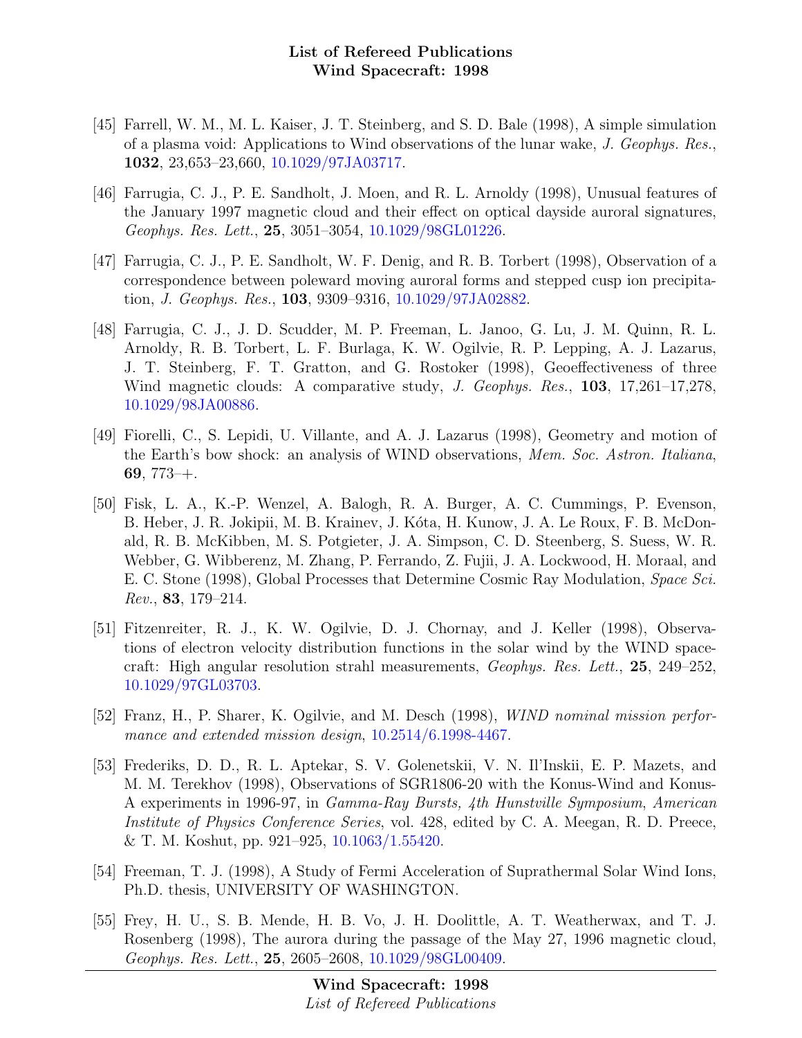[45] Farrell, W. M., M. L. Kaiser, J. T. Steinberg, and S. D. Bale (1998), A simple simulation of a plasma void: Applications to Wind observations of the lunar wake, *J. Geophys. Res.*, **1032**, 23,653–23,660, 10.1029/97JA03717.

[46] Farrugia, C. J., P. E. Sandholt, J. Moen, and R. L. Arnoldy (1998), Unusual features of the January 1997 magnetic cloud and their effect on optical dayside auroral signatures, *Geophys. Res. Lett.*, **25**, 3051–3054, 10.1029/98GL01226.

[47] Farrugia, C. J., P. E. Sandholt, W. F. Denig, and R. B. Torbert (1998), Observation of a correspondence between poleward moving auroral forms and stepped cusp ion precipitation, *J. Geophys. Res.*, **103**, 9309–9316, 10.1029/97JA02882.

[48] Farrugia, C. J., J. D. Scudder, M. P. Freeman, L. Janoo, G. Lu, J. M. Quinn, R. L. Arnoldy, R. B. Torbert, L. F. Burlaga, K. W. Ogilvie, R. P. Lepping, A. J. Lazarus, J. T. Steinberg, F. T. Gratton, and G. Rostoker (1998), Geoeffectiveness of three Wind magnetic clouds: A comparative study, *J. Geophys. Res.*, **103**, 17,261–17,278, 10.1029/98JA00886.

[49] Fiorelli, C., S. Lepidi, U. Villante, and A. J. Lazarus (1998), Geometry and motion of the Earth's bow shock: an analysis of WIND observations, *Mem. Soc. Astron. Italiana*, **69**, 773–+.

[50] Fisk, L. A., K.-P. Wenzel, A. Balogh, R. A. Burger, A. C. Cummings, P. Evenson, B. Heber, J. R. Jokipii, M. B. Krainev, J. Kóta, H. Kunow, J. A. Le Roux, F. B. McDonald, R. B. McKibben, M. S. Potgieter, J. A. Simpson, C. D. Steenberg, S. Suess, W. R. Webber, G. Wibberenz, M. Zhang, P. Ferrando, Z. Fujii, J. A. Lockwood, H. Moraal, and E. C. Stone (1998), Global Processes that Determine Cosmic Ray Modulation, *Space Sci. Rev.*, **83**, 179–214.

[51] Fitzenreiter, R. J., K. W. Ogilvie, D. J. Chornay, and J. Keller (1998), Observations of electron velocity distribution functions in the solar wind by the WIND spacecraft: High angular resolution strahl measurements, *Geophys. Res. Lett.*, **25**, 249–252, 10.1029/97GL03703.

[52] Franz, H., P. Sharer, K. Ogilvie, and M. Desch (1998), *WIND nominal mission performance and extended mission design*, 10.2514/6.1998-4467.

[53] Frederiks, D. D., R. L. Aptekar, S. V. Golenetskii, V. N. Il'Inskii, E. P. Mazets, and M. M. Terekhov (1998), Observations of SGR1806-20 with the Konus-Wind and Konus-A experiments in 1996-97, in *Gamma-Ray Bursts, 4th Hunstville Symposium*, *American Institute of Physics Conference Series*, vol. 428, edited by C. A. Meegan, R. D. Preece, & T. M. Koshut, pp. 921–925, 10.1063/1.55420.

[54] Freeman, T. J. (1998), A Study of Fermi Acceleration of Suprathermal Solar Wind Ions, Ph.D. thesis, UNIVERSITY OF WASHINGTON.

[55] Frey, H. U., S. B. Mende, H. B. Vo, J. H. Doolittle, A. T. Weatherwax, and T. J. Rosenberg (1998), The aurora during the passage of the May 27, 1996 magnetic cloud, *Geophys. Res. Lett.*, **25**, 2605–2608, 10.1029/98GL00409.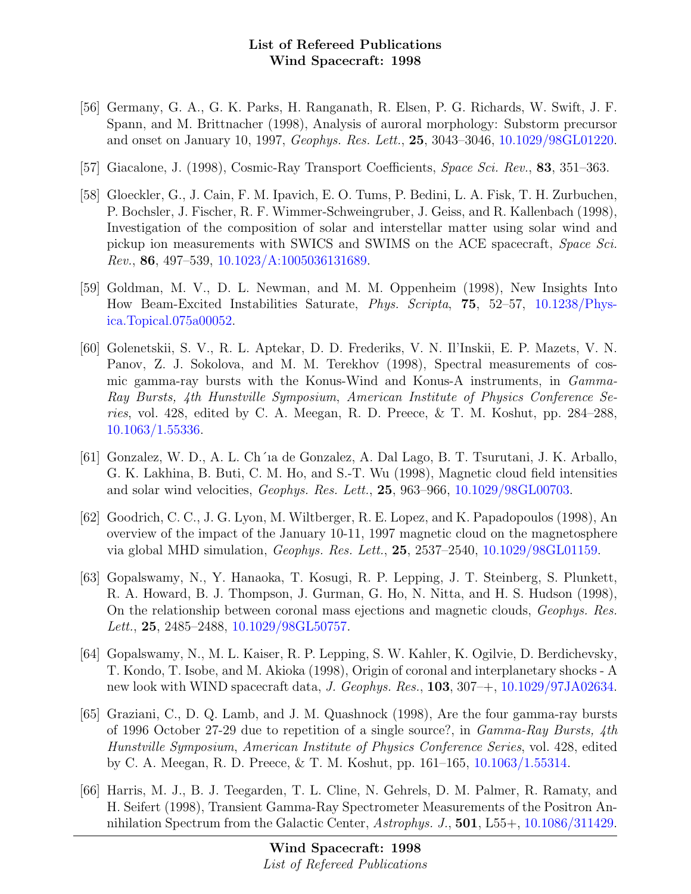- [56] Germany, G. A., G. K. Parks, H. Ranganath, R. Elsen, P. G. Richards, W. Swift, J. F. Spann, and M. Brittnacher (1998), Analysis of auroral morphology: Substorm precursor and onset on January 10, 1997, *Geophys. Res. Lett.*, **25**, 3043–3046, 10.1029/98GL01220.

- [57] Giacalone, J. (1998), Cosmic-Ray Transport Coefficients, *Space Sci. Rev.*, **83**, 351–363.

- [58] Gloeckler, G., J. Cain, F. M. Ipavich, E. O. Tums, P. Bedini, L. A. Fisk, T. H. Zurbuchen, P. Bochsler, J. Fischer, R. F. Wimmer-Schweingruber, J. Geiss, and R. Kallenbach (1998), Investigation of the composition of solar and interstellar matter using solar wind and pickup ion measurements with SWICS and SWIMS on the ACE spacecraft, *Space Sci. Rev.*, **86**, 497–539, 10.1023/A:1005036131689.

- [59] Goldman, M. V., D. L. Newman, and M. M. Oppenheim (1998), New Insights Into How Beam-Excited Instabilities Saturate, *Phys. Scripta*, **75**, 52–57, 10.1238/Physica.Topical.075a00052.

- [60] Golenetskii, S. V., R. L. Aptekar, D. D. Frederiks, V. N. Il'Inskii, E. P. Mazets, V. N. Panov, Z. J. Sokolova, and M. M. Terekhov (1998), Spectral measurements of cosmic gamma-ray bursts with the Konus-Wind and Konus-A instruments, in *Gamma-Ray Bursts, 4th Hunstville Symposium*, *American Institute of Physics Conference Series*, vol. 428, edited by C. A. Meegan, R. D. Preece, & T. M. Koshut, pp. 284–288, 10.1063/1.55336.

- [61] Gonzalez, W. D., A. L. Chía de Gonzalez, A. Dal Lago, B. T. Tsurutani, J. K. Arballo, G. K. Lakhina, B. Buti, C. M. Ho, and S.-T. Wu (1998), Magnetic cloud field intensities and solar wind velocities, *Geophys. Res. Lett.*, **25**, 963–966, 10.1029/98GL00703.

- [62] Goodrich, C. C., J. G. Lyon, M. Wiltberger, R. E. Lopez, and K. Papadopoulos (1998), An overview of the impact of the January 10-11, 1997 magnetic cloud on the magnetosphere via global MHD simulation, *Geophys. Res. Lett.*, **25**, 2537–2540, 10.1029/98GL01159.

- [63] Gopalswamy, N., Y. Hanaoka, T. Kosugi, R. P. Lepping, J. T. Steinberg, S. Plunkett, R. A. Howard, B. J. Thompson, J. Gurman, G. Ho, N. Nitta, and H. S. Hudson (1998), On the relationship between coronal mass ejections and magnetic clouds, *Geophys. Res. Lett.*, **25**, 2485–2488, 10.1029/98GL50757.

- [64] Gopalswamy, N., M. L. Kaiser, R. P. Lepping, S. W. Kahler, K. Ogilvie, D. Berdichevsky, T. Kondo, T. Isobe, and M. Akioka (1998), Origin of coronal and interplanetary shocks - A new look with WIND spacecraft data, *J. Geophys. Res.*, **103**, 307–+, 10.1029/97JA02634.

- [65] Graziani, C., D. Q. Lamb, and J. M. Quashnock (1998), Are the four gamma-ray bursts of 1996 October 27-29 due to repetition of a single source?, in *Gamma-Ray Bursts, 4th Hunstville Symposium*, *American Institute of Physics Conference Series*, vol. 428, edited by C. A. Meegan, R. D. Preece, & T. M. Koshut, pp. 161–165, 10.1063/1.55314.

- [66] Harris, M. J., B. J. Teegarden, T. L. Cline, N. Gehrels, D. M. Palmer, R. Ramaty, and H. Seifert (1998), Transient Gamma-Ray Spectrometer Measurements of the Positron Annihilation Spectrum from the Galactic Center, *Astrophys. J.*, **501**, L55+, 10.1086/311429.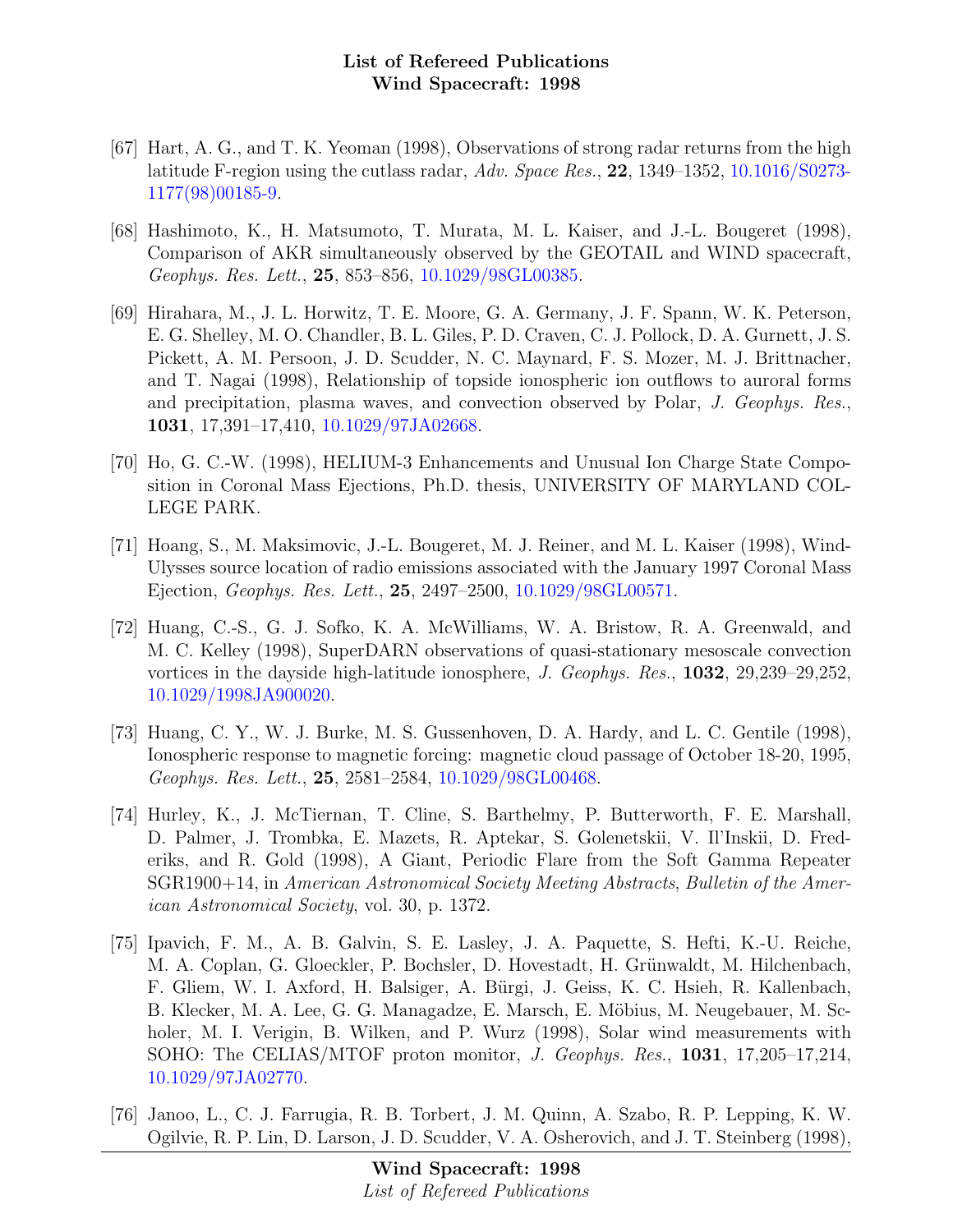- [67] Hart, A. G., and T. K. Yeoman (1998), Observations of strong radar returns from the high latitude F-region using the cutlass radar, *Adv. Space Res.*, **22**, 1349–1352, 10.1016/S0273-1177(98)00185-9.

- [68] Hashimoto, K., H. Matsumoto, T. Murata, M. L. Kaiser, and J.-L. Bougeret (1998), Comparison of AKR simultaneously observed by the GEOTAIL and WIND spacecraft, *Geophys. Res. Lett.*, **25**, 853–856, 10.1029/98GL00385.

- [69] Hirahara, M., J. L. Horwitz, T. E. Moore, G. A. Germany, J. F. Spann, W. K. Peterson, E. G. Shelley, M. O. Chandler, B. L. Giles, P. D. Craven, C. J. Pollock, D. A. Gurnett, J. S. Pickett, A. M. Persoon, J. D. Scudder, N. C. Maynard, F. S. Mozer, M. J. Brittnacher, and T. Nagai (1998), Relationship of topside ionospheric ion outflows to auroral forms and precipitation, plasma waves, and convection observed by Polar, *J. Geophys. Res.*, **1031**, 17,391–17,410, 10.1029/97JA02668.

- [70] Ho, G. C.-W. (1998), HELIUM-3 Enhancements and Unusual Ion Charge State Composition in Coronal Mass Ejections, Ph.D. thesis, UNIVERSITY OF MARYLAND COLLEGE PARK.

- [71] Hoang, S., M. Maksimovic, J.-L. Bougeret, M. J. Reiner, and M. L. Kaiser (1998), Wind-Ulysses source location of radio emissions associated with the January 1997 Coronal Mass Ejection, *Geophys. Res. Lett.*, **25**, 2497–2500, 10.1029/98GL00571.

- [72] Huang, C.-S., G. J. Sofko, K. A. McWilliams, W. A. Bristow, R. A. Greenwald, and M. C. Kelley (1998), SuperDARN observations of quasi-stationary mesoscale convection vortices in the dayside high-latitude ionosphere, *J. Geophys. Res.*, **1032**, 29,239–29,252, 10.1029/1998JA900020.

- [73] Huang, C. Y., W. J. Burke, M. S. Gussenhoven, D. A. Hardy, and L. C. Gentile (1998), Ionospheric response to magnetic forcing: magnetic cloud passage of October 18-20, 1995, *Geophys. Res. Lett.*, **25**, 2581–2584, 10.1029/98GL00468.

- [74] Hurley, K., J. McTiernan, T. Cline, S. Barthelmy, P. Butterworth, F. E. Marshall, D. Palmer, J. Trombka, E. Mazets, R. Aptekar, S. Golenetskii, V. Il'Inskii, D. Frederiks, and R. Gold (1998), A Giant, Periodic Flare from the Soft Gamma Repeater SGR1900+14, in *American Astronomical Society Meeting Abstracts*, *Bulletin of the American Astronomical Society*, vol. 30, p. 1372.

- [75] Ipavich, F. M., A. B. Galvin, S. E. Lasley, J. A. Paquette, S. Hefti, K.-U. Reiche, M. A. Coplan, G. Gloeckler, P. Bochsler, D. Hovestadt, H. Grünwaldt, M. Hilchenbach, F. Gliem, W. I. Axford, H. Balsiger, A. Bürgi, J. Geiss, K. C. Hsieh, R. Kallenbach, B. Klecker, M. A. Lee, G. G. Managadze, E. Marsch, E. Möbius, M. Neugebauer, M. Scholer, M. I. Verigin, B. Wilken, and P. Wurz (1998), Solar wind measurements with SOHO: The CELIAS/MTOF proton monitor, *J. Geophys. Res.*, **1031**, 17,205–17,214, 10.1029/97JA02770.

- [76] Janoo, L., C. J. Farrugia, R. B. Torbert, J. M. Quinn, A. Szabo, R. P. Lepping, K. W. Ogilvie, R. P. Lin, D. Larson, J. D. Scudder, V. A. Osherovich, and J. T. Steinberg (1998),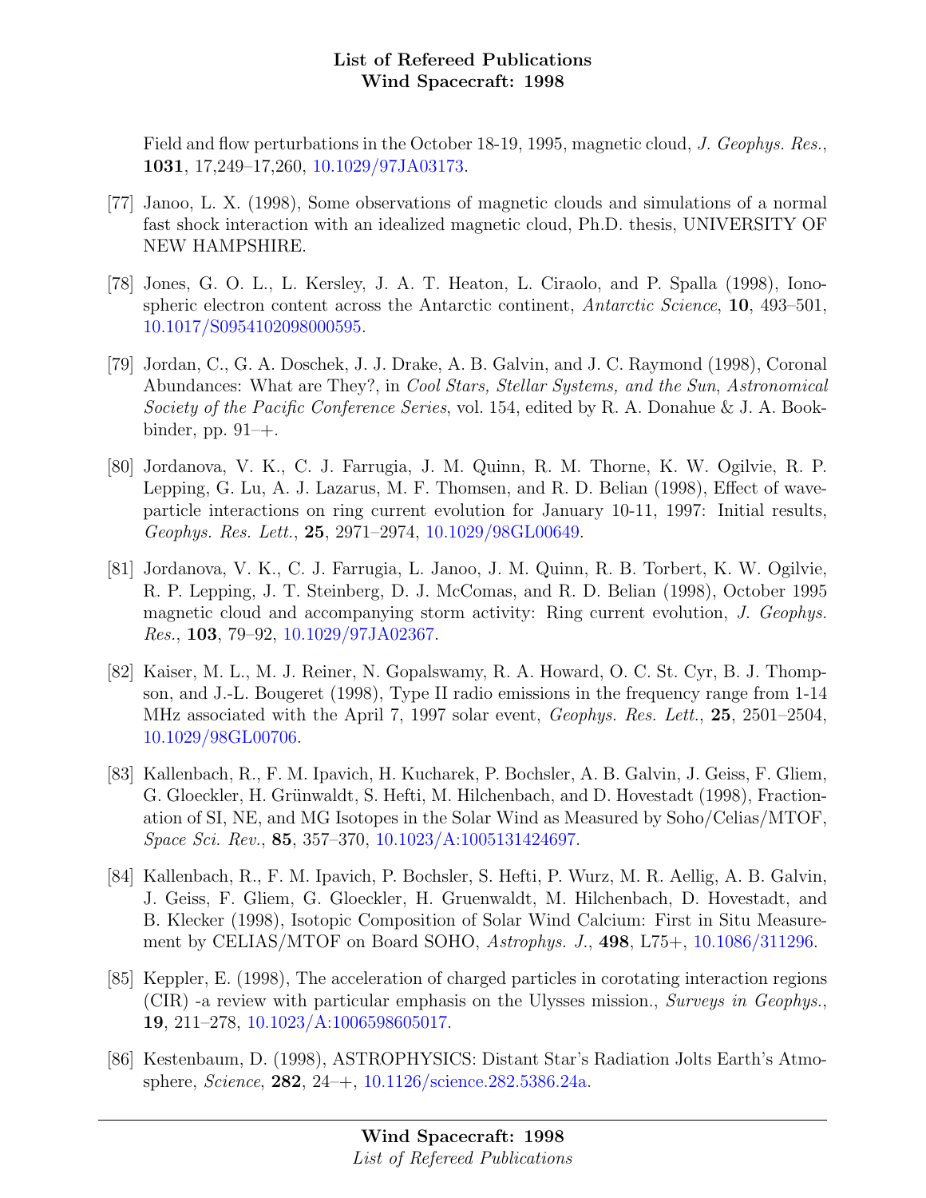Field and flow perturbations in the October 18-19, 1995, magnetic cloud, *J. Geophys. Res.*, **1031**, 17,249–17,260, 10.1029/97JA03173.

[77] Janoo, L. X. (1998), Some observations of magnetic clouds and simulations of a normal fast shock interaction with an idealized magnetic cloud, Ph.D. thesis, UNIVERSITY OF NEW HAMPSHIRE.

[78] Jones, G. O. L., L. Kersley, J. A. T. Heaton, L. Ciraolo, and P. Spalla (1998), Ionospheric electron content across the Antarctic continent, *Antarctic Science*, **10**, 493–501, 10.1017/S0954102098000595.

[79] Jordan, C., G. A. Doschek, J. J. Drake, A. B. Galvin, and J. C. Raymond (1998), Coronal Abundances: What are They?, in *Cool Stars, Stellar Systems, and the Sun*, *Astronomical Society of the Pacific Conference Series*, vol. 154, edited by R. A. Donahue & J. A. Bookbinder, pp. 91–+.

[80] Jordanova, V. K., C. J. Farrugia, J. M. Quinn, R. M. Thorne, K. W. Ogilvie, R. P. Lepping, G. Lu, A. J. Lazarus, M. F. Thomsen, and R. D. Belian (1998), Effect of wave-particle interactions on ring current evolution for January 10-11, 1997: Initial results, *Geophys. Res. Lett.*, **25**, 2971–2974, 10.1029/98GL00649.

[81] Jordanova, V. K., C. J. Farrugia, L. Janoo, J. M. Quinn, R. B. Torbert, K. W. Ogilvie, R. P. Lepping, J. T. Steinberg, D. J. McComas, and R. D. Belian (1998), October 1995 magnetic cloud and accompanying storm activity: Ring current evolution, *J. Geophys. Res.*, **103**, 79–92, 10.1029/97JA02367.

[82] Kaiser, M. L., M. J. Reiner, N. Gopalswamy, R. A. Howard, O. C. St. Cyr, B. J. Thompson, and J.-L. Bougeret (1998), Type II radio emissions in the frequency range from 1-14 MHz associated with the April 7, 1997 solar event, *Geophys. Res. Lett.*, **25**, 2501–2504, 10.1029/98GL00706.

[83] Kallenbach, R., F. M. Ipavich, H. Kucharek, P. Bochsler, A. B. Galvin, J. Geiss, F. Gliem, G. Gloeckler, H. Grünwaldt, S. Hefti, M. Hilchenbach, and D. Hovestadt (1998), Fractionation of SI, NE, and MG Isotopes in the Solar Wind as Measured by Soho/Celias/MTOF, *Space Sci. Rev.*, **85**, 357–370, 10.1023/A:1005131424697.

[84] Kallenbach, R., F. M. Ipavich, P. Bochsler, S. Hefti, P. Wurz, M. R. Aellig, A. B. Galvin, J. Geiss, F. Gliem, G. Gloeckler, H. Gruenwaldt, M. Hilchenbach, D. Hovestadt, and B. Klecker (1998), Isotopic Composition of Solar Wind Calcium: First in Situ Measurement by CELIAS/MTOF on Board SOHO, *Astrophys. J.*, **498**, L75+, 10.1086/311296.

[85] Keppler, E. (1998), The acceleration of charged particles in corotating interaction regions (CIR) -a review with particular emphasis on the Ulysses mission., *Surveys in Geophys.*, **19**, 211–278, 10.1023/A:1006598605017.

[86] Kestenbaum, D. (1998), ASTROPHYSICS: Distant Star's Radiation Jolts Earth's Atmosphere, *Science*, **282**, 24–+, 10.1126/science.282.5386.24a.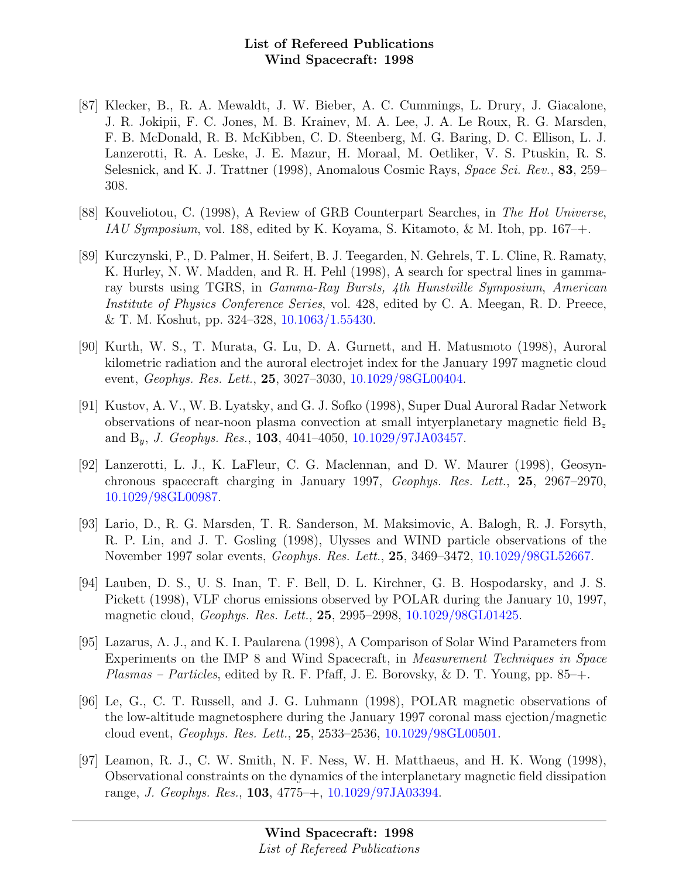- [87] Klecker, B., R. A. Mewaldt, J. W. Bieber, A. C. Cummings, L. Drury, J. Giacalone, J. R. Jokipii, F. C. Jones, M. B. Krainev, M. A. Lee, J. A. Le Roux, R. G. Marsden, F. B. McDonald, R. B. McKibben, C. D. Steenberg, M. G. Baring, D. C. Ellison, L. J. Lanzerotti, R. A. Leske, J. E. Mazur, H. Moraal, M. Oetliker, V. S. Ptuskin, R. S. Selesnick, and K. J. Trattner (1998), Anomalous Cosmic Rays, *Space Sci. Rev.*, **83**, 259–308.

- [88] Kouveliotou, C. (1998), A Review of GRB Counterpart Searches, in *The Hot Universe*, *IAU Symposium*, vol. 188, edited by K. Koyama, S. Kitamoto, & M. Itoh, pp. 167–+.

- [89] Kurczynski, P., D. Palmer, H. Seifert, B. J. Teegarden, N. Gehrels, T. L. Cline, R. Ramaty, K. Hurley, N. W. Madden, and R. H. Pehl (1998), A search for spectral lines in gamma-ray bursts using TGRS, in *Gamma-Ray Bursts, 4th Hunstville Symposium*, *American Institute of Physics Conference Series*, vol. 428, edited by C. A. Meegan, R. D. Preece, & T. M. Koshut, pp. 324–328, 10.1063/1.55430.

- [90] Kurth, W. S., T. Murata, G. Lu, D. A. Gurnett, and H. Matusmoto (1998), Auroral kilometric radiation and the auroral electrojet index for the January 1997 magnetic cloud event, *Geophys. Res. Lett.*, **25**, 3027–3030, 10.1029/98GL00404.

- [91] Kustov, A. V., W. B. Lyatsky, and G. J. Sofko (1998), Super Dual Auroral Radar Network observations of near-noon plasma convection at small intyerplanetary magnetic field $B_z$ and $B_y$, *J. Geophys. Res.*, **103**, 4041–4050, 10.1029/97JA03457.

- [92] Lanzerotti, L. J., K. LaFleur, C. G. Maclennan, and D. W. Maurer (1998), Geosynchronous spacecraft charging in January 1997, *Geophys. Res. Lett.*, **25**, 2967–2970, 10.1029/98GL00987.

- [93] Lario, D., R. G. Marsden, T. R. Sanderson, M. Maksimovic, A. Balogh, R. J. Forsyth, R. P. Lin, and J. T. Gosling (1998), Ulysses and WIND particle observations of the November 1997 solar events, *Geophys. Res. Lett.*, **25**, 3469–3472, 10.1029/98GL52667.

- [94] Lauben, D. S., U. S. Inan, T. F. Bell, D. L. Kirchner, G. B. Hospodarsky, and J. S. Pickett (1998), VLF chorus emissions observed by POLAR during the January 10, 1997, magnetic cloud, *Geophys. Res. Lett.*, **25**, 2995–2998, 10.1029/98GL01425.

- [95] Lazarus, A. J., and K. I. Paularena (1998), A Comparison of Solar Wind Parameters from Experiments on the IMP 8 and Wind Spacecraft, in *Measurement Techniques in Space Plasmas – Particles*, edited by R. F. Pfaff, J. E. Borovsky, & D. T. Young, pp. 85–+.

- [96] Le, G., C. T. Russell, and J. G. Luhmann (1998), POLAR magnetic observations of the low-altitude magnetosphere during the January 1997 coronal mass ejection/magnetic cloud event, *Geophys. Res. Lett.*, **25**, 2533–2536, 10.1029/98GL00501.

- [97] Leamon, R. J., C. W. Smith, N. F. Ness, W. H. Matthaeus, and H. K. Wong (1998), Observational constraints on the dynamics of the interplanetary magnetic field dissipation range, *J. Geophys. Res.*, **103**, 4775–+, 10.1029/97JA03394.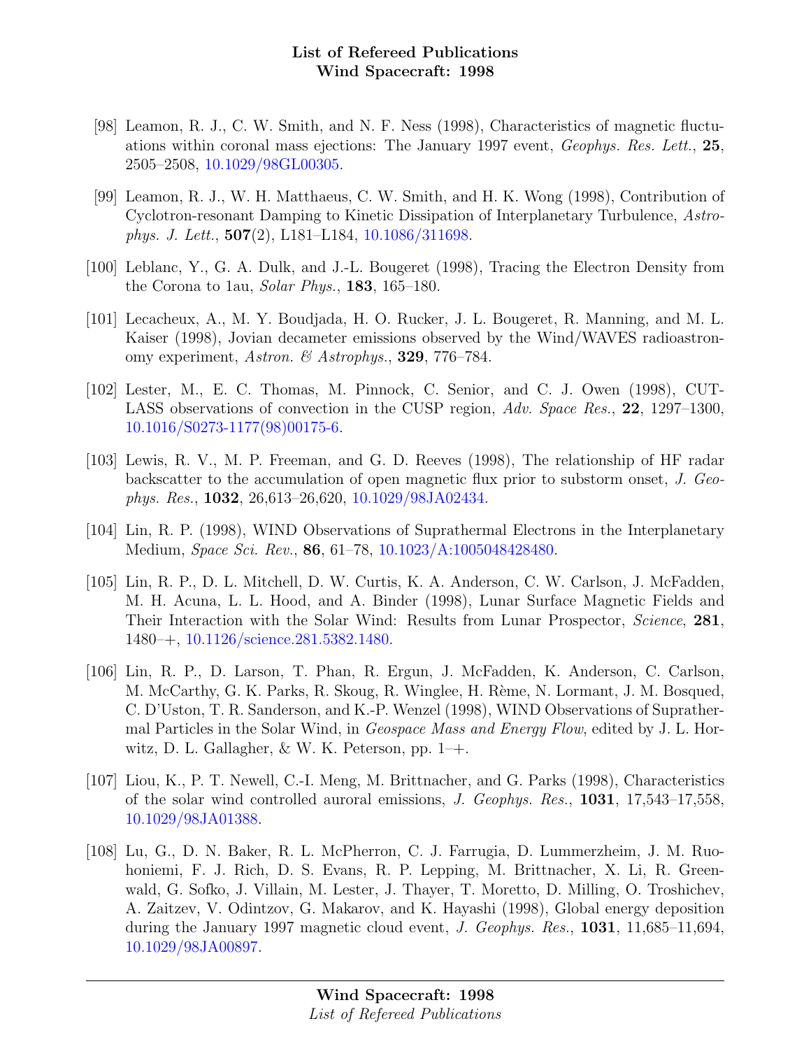[98] Leamon, R. J., C. W. Smith, and N. F. Ness (1998), Characteristics of magnetic fluctuations within coronal mass ejections: The January 1997 event, *Geophys. Res. Lett.*, **25**, 2505–2508, 10.1029/98GL00305.

[99] Leamon, R. J., W. H. Matthaeus, C. W. Smith, and H. K. Wong (1998), Contribution of Cyclotron-resonant Damping to Kinetic Dissipation of Interplanetary Turbulence, *Astrophys. J. Lett.*, **507**(2), L181–L184, 10.1086/311698.

[100] Leblanc, Y., G. A. Dulk, and J.-L. Bougeret (1998), Tracing the Electron Density from the Corona to 1au, *Solar Phys.*, **183**, 165–180.

[101] Lecacheux, A., M. Y. Boudjada, H. O. Rucker, J. L. Bougeret, R. Manning, and M. L. Kaiser (1998), Jovian decameter emissions observed by the Wind/WAVES radioastronomy experiment, *Astron. & Astrophys.*, **329**, 776–784.

[102] Lester, M., E. C. Thomas, M. Pinnock, C. Senior, and C. J. Owen (1998), CUTLASS observations of convection in the CUSP region, *Adv. Space Res.*, **22**, 1297–1300, 10.1016/S0273-1177(98)00175-6.

[103] Lewis, R. V., M. P. Freeman, and G. D. Reeves (1998), The relationship of HF radar backscatter to the accumulation of open magnetic flux prior to substorm onset, *J. Geophys. Res.*, **1032**, 26,613–26,620, 10.1029/98JA02434.

[104] Lin, R. P. (1998), WIND Observations of Suprathermal Electrons in the Interplanetary Medium, *Space Sci. Rev.*, **86**, 61–78, 10.1023/A:1005048428480.

[105] Lin, R. P., D. L. Mitchell, D. W. Curtis, K. A. Anderson, C. W. Carlson, J. McFadden, M. H. Acuna, L. L. Hood, and A. Binder (1998), Lunar Surface Magnetic Fields and Their Interaction with the Solar Wind: Results from Lunar Prospector, *Science*, **281**, 1480–+, 10.1126/science.281.5382.1480.

[106] Lin, R. P., D. Larson, T. Phan, R. Ergun, J. McFadden, K. Anderson, C. Carlson, M. McCarthy, G. K. Parks, R. Skoug, R. Winglee, H. Rème, N. Lormant, J. M. Bosqued, C. D'Uston, T. R. Sanderson, and K.-P. Wenzel (1998), WIND Observations of Suprathermal Particles in the Solar Wind, in *Geospace Mass and Energy Flow*, edited by J. L. Horwitz, D. L. Gallagher, & W. K. Peterson, pp. 1–+.

[107] Liou, K., P. T. Newell, C.-I. Meng, M. Brittnacher, and G. Parks (1998), Characteristics of the solar wind controlled auroral emissions, *J. Geophys. Res.*, **1031**, 17,543–17,558, 10.1029/98JA01388.

[108] Lu, G., D. N. Baker, R. L. McPherron, C. J. Farrugia, D. Lummerzheim, J. M. Ruohoniemi, F. J. Rich, D. S. Evans, R. P. Lepping, M. Brittnacher, X. Li, R. Greenwald, G. Sofko, J. Villain, M. Lester, J. Thayer, T. Moretto, D. Milling, O. Troshichev, A. Zaitzev, V. Odintzov, G. Makarov, and K. Hayashi (1998), Global energy deposition during the January 1997 magnetic cloud event, *J. Geophys. Res.*, **1031**, 11,685–11,694, 10.1029/98JA00897.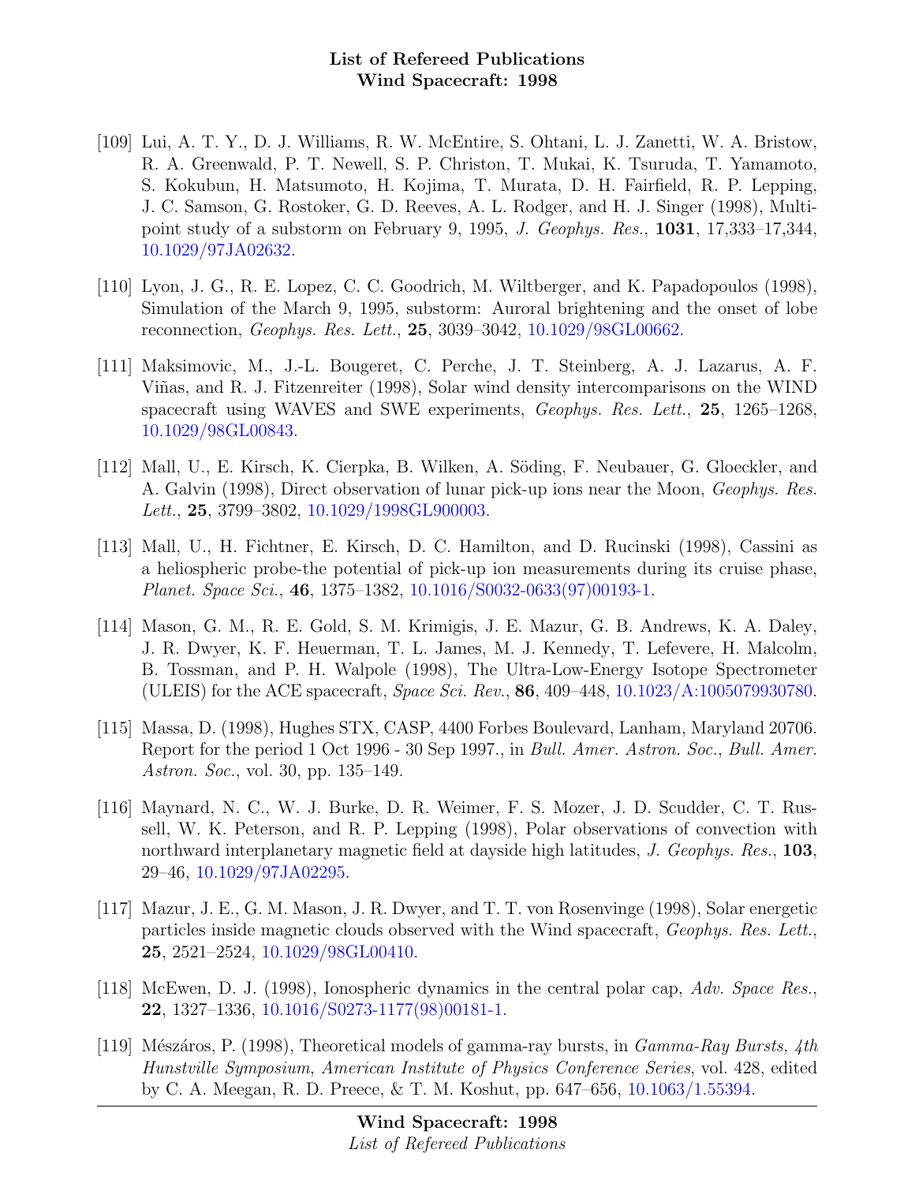[109] Lui, A. T. Y., D. J. Williams, R. W. McEntire, S. Ohtani, L. J. Zanetti, W. A. Bristow, R. A. Greenwald, P. T. Newell, S. P. Christon, T. Mukai, K. Tsuruda, T. Yamamoto, S. Kokubun, H. Matsumoto, H. Kojima, T. Murata, D. H. Fairfield, R. P. Lepping, J. C. Samson, G. Rostoker, G. D. Reeves, A. L. Rodger, and H. J. Singer (1998), Multipoint study of a substorm on February 9, 1995, *J. Geophys. Res.*, **1031**, 17,333–17,344, 10.1029/97JA02632.

[110] Lyon, J. G., R. E. Lopez, C. C. Goodrich, M. Wiltberger, and K. Papadopoulos (1998), Simulation of the March 9, 1995, substorm: Auroral brightening and the onset of lobe reconnection, *Geophys. Res. Lett.*, **25**, 3039–3042, 10.1029/98GL00662.

[111] Maksimovic, M., J.-L. Bougeret, C. Perche, J. T. Steinberg, A. J. Lazarus, A. F. Viñas, and R. J. Fitzenreiter (1998), Solar wind density intercomparisons on the WIND spacecraft using WAVES and SWE experiments, *Geophys. Res. Lett.*, **25**, 1265–1268, 10.1029/98GL00843.

[112] Mall, U., E. Kirsch, K. Cierpka, B. Wilken, A. Söding, F. Neubauer, G. Gloeckler, and A. Galvin (1998), Direct observation of lunar pick-up ions near the Moon, *Geophys. Res. Lett.*, **25**, 3799–3802, 10.1029/1998GL900003.

[113] Mall, U., H. Fichtner, E. Kirsch, D. C. Hamilton, and D. Rucinski (1998), Cassini as a heliospheric probe-the potential of pick-up ion measurements during its cruise phase, *Planet. Space Sci.*, **46**, 1375–1382, 10.1016/S0032-0633(97)00193-1.

[114] Mason, G. M., R. E. Gold, S. M. Krimigis, J. E. Mazur, G. B. Andrews, K. A. Daley, J. R. Dwyer, K. F. Heuerman, T. L. James, M. J. Kennedy, T. Lefevere, H. Malcolm, B. Tossman, and P. H. Walpole (1998), The Ultra-Low-Energy Isotope Spectrometer (ULEIS) for the ACE spacecraft, *Space Sci. Rev.*, **86**, 409–448, 10.1023/A:1005079930780.

[115] Massa, D. (1998), Hughes STX, CASP, 4400 Forbes Boulevard, Lanham, Maryland 20706. Report for the period 1 Oct 1996 - 30 Sep 1997., in *Bull. Amer. Astron. Soc.*, *Bull. Amer. Astron. Soc.*, vol. 30, pp. 135–149.

[116] Maynard, N. C., W. J. Burke, D. R. Weimer, F. S. Mozer, J. D. Scudder, C. T. Russell, W. K. Peterson, and R. P. Lepping (1998), Polar observations of convection with northward interplanetary magnetic field at dayside high latitudes, *J. Geophys. Res.*, **103**, 29–46, 10.1029/97JA02295.

[117] Mazur, J. E., G. M. Mason, J. R. Dwyer, and T. T. von Rosenvinge (1998), Solar energetic particles inside magnetic clouds observed with the Wind spacecraft, *Geophys. Res. Lett.*, **25**, 2521–2524, 10.1029/98GL00410.

[118] McEwen, D. J. (1998), Ionospheric dynamics in the central polar cap, *Adv. Space Res.*, **22**, 1327–1336, 10.1016/S0273-1177(98)00181-1.

[119] Mészáros, P. (1998), Theoretical models of gamma-ray bursts, in *Gamma-Ray Bursts, 4th Hunstville Symposium*, *American Institute of Physics Conference Series*, vol. 428, edited by C. A. Meegan, R. D. Preece, & T. M. Koshut, pp. 647–656, 10.1063/1.55394.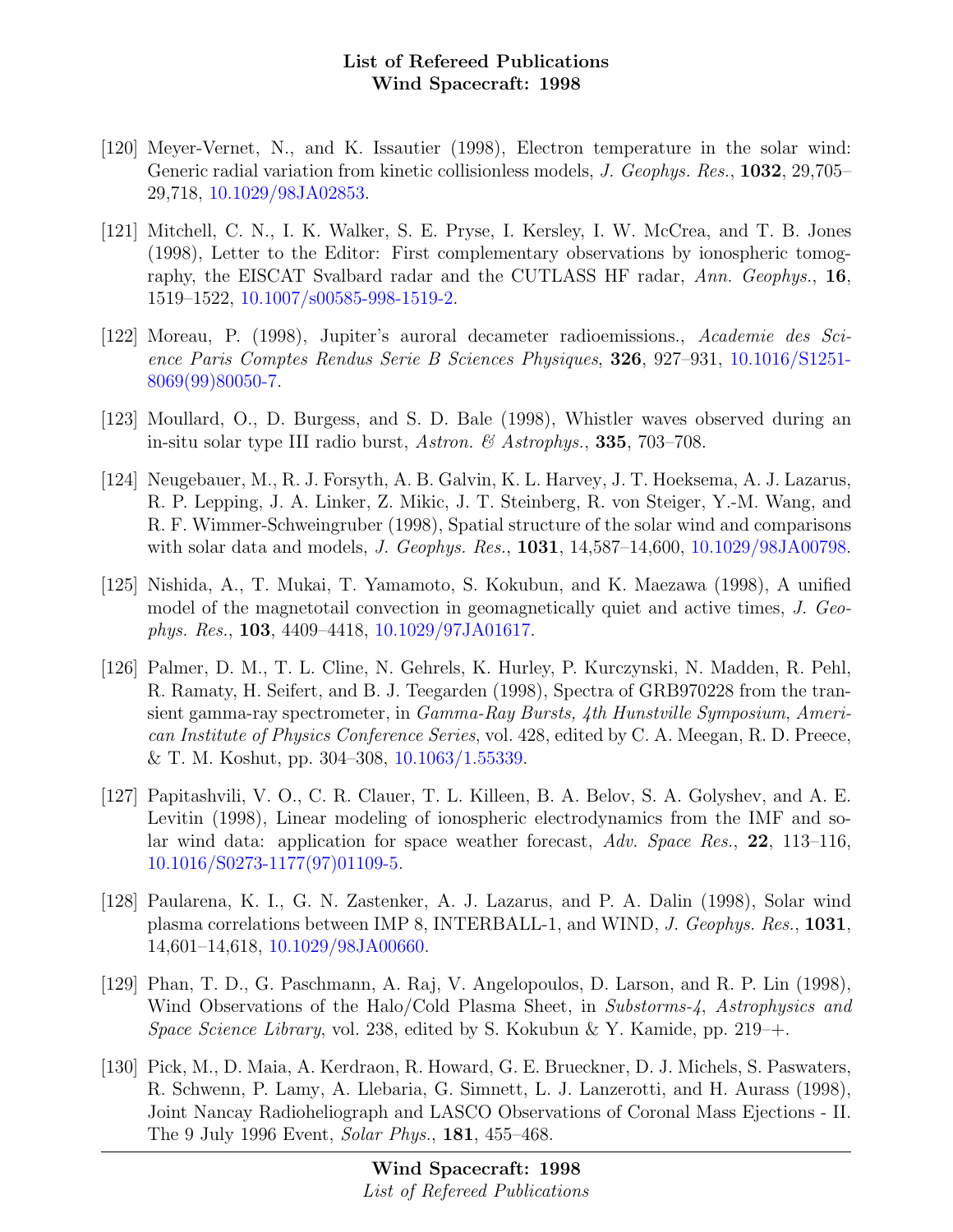[120] Meyer-Vernet, N., and K. Issautier (1998), Electron temperature in the solar wind: Generic radial variation from kinetic collisionless models, *J. Geophys. Res.*, **1032**, 29,705–29,718, 10.1029/98JA02853.

[121] Mitchell, C. N., I. K. Walker, S. E. Pryse, I. Kersley, I. W. McCrea, and T. B. Jones (1998), Letter to the Editor: First complementary observations by ionospheric tomography, the EISCAT Svalbard radar and the CUTLASS HF radar, *Ann. Geophys.*, **16**, 1519–1522, 10.1007/s00585-998-1519-2.

[122] Moreau, P. (1998), Jupiter's auroral decameter radioemissions., *Academie des Science Paris Comptes Rendus Serie B Sciences Physiques*, **326**, 927–931, 10.1016/S1251-8069(99)80050-7.

[123] Moullard, O., D. Burgess, and S. D. Bale (1998), Whistler waves observed during an in-situ solar type III radio burst, *Astron. & Astrophys.*, **335**, 703–708.

[124] Neugebauer, M., R. J. Forsyth, A. B. Galvin, K. L. Harvey, J. T. Hoeksema, A. J. Lazarus, R. P. Lepping, J. A. Linker, Z. Mikic, J. T. Steinberg, R. von Steiger, Y.-M. Wang, and R. F. Wimmer-Schweingruber (1998), Spatial structure of the solar wind and comparisons with solar data and models, *J. Geophys. Res.*, **1031**, 14,587–14,600, 10.1029/98JA00798.

[125] Nishida, A., T. Mukai, T. Yamamoto, S. Kokubun, and K. Maezawa (1998), A unified model of the magnetotail convection in geomagnetically quiet and active times, *J. Geophys. Res.*, **103**, 4409–4418, 10.1029/97JA01617.

[126] Palmer, D. M., T. L. Cline, N. Gehrels, K. Hurley, P. Kurczynski, N. Madden, R. Pehl, R. Ramaty, H. Seifert, and B. J. Teegarden (1998), Spectra of GRB970228 from the transient gamma-ray spectrometer, in *Gamma-Ray Bursts, 4th Hunstville Symposium*, *American Institute of Physics Conference Series*, vol. 428, edited by C. A. Meegan, R. D. Preece, & T. M. Koshut, pp. 304–308, 10.1063/1.55339.

[127] Papitashvili, V. O., C. R. Clauer, T. L. Killeen, B. A. Belov, S. A. Golyshev, and A. E. Levitin (1998), Linear modeling of ionospheric electrodynamics from the IMF and solar wind data: application for space weather forecast, *Adv. Space Res.*, **22**, 113–116, 10.1016/S0273-1177(97)01109-5.

[128] Paularena, K. I., G. N. Zastenker, A. J. Lazarus, and P. A. Dalin (1998), Solar wind plasma correlations between IMP 8, INTERBALL-1, and WIND, *J. Geophys. Res.*, **1031**, 14,601–14,618, 10.1029/98JA00660.

[129] Phan, T. D., G. Paschmann, A. Raj, V. Angelopoulos, D. Larson, and R. P. Lin (1998), Wind Observations of the Halo/Cold Plasma Sheet, in *Substorms-4*, *Astrophysics and Space Science Library*, vol. 238, edited by S. Kokubun & Y. Kamide, pp. 219–+.

[130] Pick, M., D. Maia, A. Kerdraon, R. Howard, G. E. Brueckner, D. J. Michels, S. Paswaters, R. Schwenn, P. Lamy, A. Llebaria, G. Simnett, L. J. Lanzerotti, and H. Aurass (1998), Joint Nancay Radioheliograph and LASCO Observations of Coronal Mass Ejections - II. The 9 July 1996 Event, *Solar Phys.*, **181**, 455–468.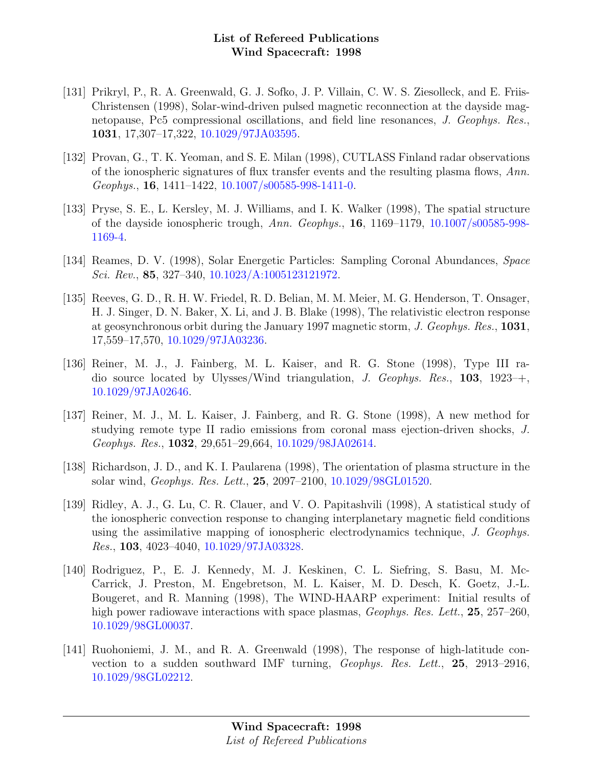[131] Prikryl, P., R. A. Greenwald, G. J. Sofko, J. P. Villain, C. W. S. Ziesolleck, and E. Friis-Christensen (1998), Solar-wind-driven pulsed magnetic reconnection at the dayside magnetopause, Pc5 compressional oscillations, and field line resonances, *J. Geophys. Res.*, **1031**, 17,307–17,322, 10.1029/97JA03595.

[132] Provan, G., T. K. Yeoman, and S. E. Milan (1998), CUTLASS Finland radar observations of the ionospheric signatures of flux transfer events and the resulting plasma flows, *Ann. Geophys.*, **16**, 1411–1422, 10.1007/s00585-998-1411-0.

[133] Pryse, S. E., L. Kersley, M. J. Williams, and I. K. Walker (1998), The spatial structure of the dayside ionospheric trough, *Ann. Geophys.*, **16**, 1169–1179, 10.1007/s00585-998-1169-4.

[134] Reames, D. V. (1998), Solar Energetic Particles: Sampling Coronal Abundances, *Space Sci. Rev.*, **85**, 327–340, 10.1023/A:1005123121972.

[135] Reeves, G. D., R. H. W. Friedel, R. D. Belian, M. M. Meier, M. G. Henderson, T. Onsager, H. J. Singer, D. N. Baker, X. Li, and J. B. Blake (1998), The relativistic electron response at geosynchronous orbit during the January 1997 magnetic storm, *J. Geophys. Res.*, **1031**, 17,559–17,570, 10.1029/97JA03236.

[136] Reiner, M. J., J. Fainberg, M. L. Kaiser, and R. G. Stone (1998), Type III radio source located by Ulysses/Wind triangulation, *J. Geophys. Res.*, **103**, 1923–+, 10.1029/97JA02646.

[137] Reiner, M. J., M. L. Kaiser, J. Fainberg, and R. G. Stone (1998), A new method for studying remote type II radio emissions from coronal mass ejection-driven shocks, *J. Geophys. Res.*, **1032**, 29,651–29,664, 10.1029/98JA02614.

[138] Richardson, J. D., and K. I. Paularena (1998), The orientation of plasma structure in the solar wind, *Geophys. Res. Lett.*, **25**, 2097–2100, 10.1029/98GL01520.

[139] Ridley, A. J., G. Lu, C. R. Clauer, and V. O. Papitashvili (1998), A statistical study of the ionospheric convection response to changing interplanetary magnetic field conditions using the assimilative mapping of ionospheric electrodynamics technique, *J. Geophys. Res.*, **103**, 4023–4040, 10.1029/97JA03328.

[140] Rodriguez, P., E. J. Kennedy, M. J. Keskinen, C. L. Siefring, S. Basu, M. McCarrick, J. Preston, M. Engebretson, M. L. Kaiser, M. D. Desch, K. Goetz, J.-L. Bougeret, and R. Manning (1998), The WIND-HAARP experiment: Initial results of high power radiowave interactions with space plasmas, *Geophys. Res. Lett.*, **25**, 257–260, 10.1029/98GL00037.

[141] Ruohoniemi, J. M., and R. A. Greenwald (1998), The response of high-latitude convection to a sudden southward IMF turning, *Geophys. Res. Lett.*, **25**, 2913–2916, 10.1029/98GL02212.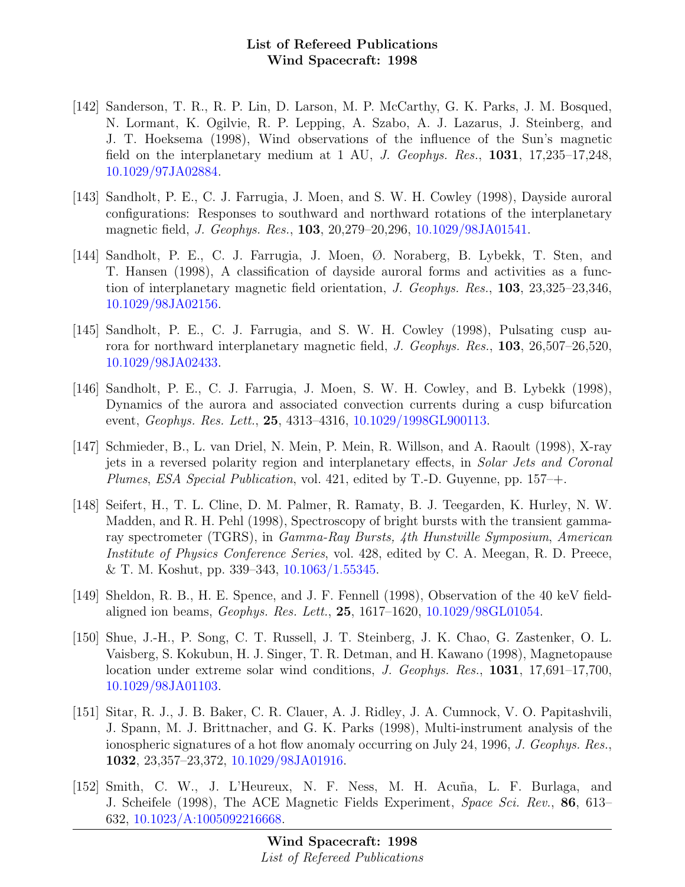- [142] Sanderson, T. R., R. P. Lin, D. Larson, M. P. McCarthy, G. K. Parks, J. M. Bosqued, N. Lormant, K. Ogilvie, R. P. Lepping, A. Szabo, A. J. Lazarus, J. Steinberg, and J. T. Hoeksema (1998), Wind observations of the influence of the Sun's magnetic field on the interplanetary medium at 1 AU, *J. Geophys. Res.*, **1031**, 17,235–17,248, 10.1029/97JA02884.

- [143] Sandholt, P. E., C. J. Farrugia, J. Moen, and S. W. H. Cowley (1998), Dayside auroral configurations: Responses to southward and northward rotations of the interplanetary magnetic field, *J. Geophys. Res.*, **103**, 20,279–20,296, 10.1029/98JA01541.

- [144] Sandholt, P. E., C. J. Farrugia, J. Moen, Ø. Noraberg, B. Lybekk, T. Sten, and T. Hansen (1998), A classification of dayside auroral forms and activities as a function of interplanetary magnetic field orientation, *J. Geophys. Res.*, **103**, 23,325–23,346, 10.1029/98JA02156.

- [145] Sandholt, P. E., C. J. Farrugia, and S. W. H. Cowley (1998), Pulsating cusp aurora for northward interplanetary magnetic field, *J. Geophys. Res.*, **103**, 26,507–26,520, 10.1029/98JA02433.

- [146] Sandholt, P. E., C. J. Farrugia, J. Moen, S. W. H. Cowley, and B. Lybekk (1998), Dynamics of the aurora and associated convection currents during a cusp bifurcation event, *Geophys. Res. Lett.*, **25**, 4313–4316, 10.1029/1998GL900113.

- [147] Schmieder, B., L. van Driel, N. Mein, P. Mein, R. Willson, and A. Raoult (1998), X-ray jets in a reversed polarity region and interplanetary effects, in *Solar Jets and Coronal Plumes*, *ESA Special Publication*, vol. 421, edited by T.-D. Guyenne, pp. 157–+.

- [148] Seifert, H., T. L. Cline, D. M. Palmer, R. Ramaty, B. J. Teegarden, K. Hurley, N. W. Madden, and R. H. Pehl (1998), Spectroscopy of bright bursts with the transient gamma-ray spectrometer (TGRS), in *Gamma-Ray Bursts, 4th Hunstville Symposium*, *American Institute of Physics Conference Series*, vol. 428, edited by C. A. Meegan, R. D. Preece, & T. M. Koshut, pp. 339–343, 10.1063/1.55345.

- [149] Sheldon, R. B., H. E. Spence, and J. F. Fennell (1998), Observation of the 40 keV field-aligned ion beams, *Geophys. Res. Lett.*, **25**, 1617–1620, 10.1029/98GL01054.

- [150] Shue, J.-H., P. Song, C. T. Russell, J. T. Steinberg, J. K. Chao, G. Zastenker, O. L. Vaisberg, S. Kokubun, H. J. Singer, T. R. Detman, and H. Kawano (1998), Magnetopause location under extreme solar wind conditions, *J. Geophys. Res.*, **1031**, 17,691–17,700, 10.1029/98JA01103.

- [151] Sitar, R. J., J. B. Baker, C. R. Clauer, A. J. Ridley, J. A. Cumnock, V. O. Papitashvili, J. Spann, M. J. Brittnacher, and G. K. Parks (1998), Multi-instrument analysis of the ionospheric signatures of a hot flow anomaly occurring on July 24, 1996, *J. Geophys. Res.*, **1032**, 23,357–23,372, 10.1029/98JA01916.

- [152] Smith, C. W., J. L'Heureux, N. F. Ness, M. H. Acuña, L. F. Burlaga, and J. Scheifele (1998), The ACE Magnetic Fields Experiment, *Space Sci. Rev.*, **86**, 613–632, 10.1023/A:1005092216668.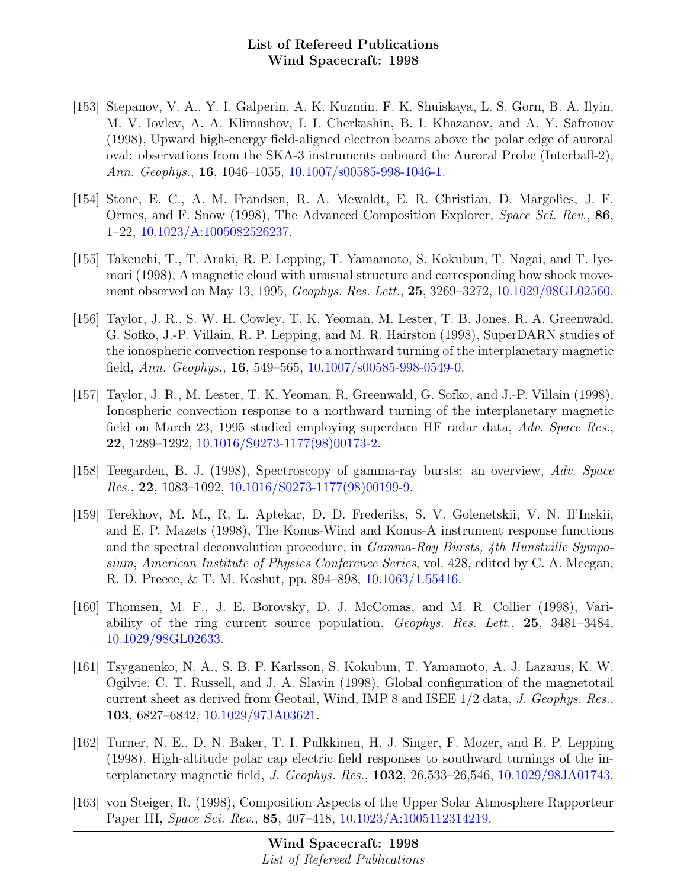- [153] Stepanov, V. A., Y. I. Galperin, A. K. Kuzmin, F. K. Shuiskaya, L. S. Gorn, B. A. Ilyin, M. V. Iovlev, A. A. Klimashov, I. I. Cherkashin, B. I. Khazanov, and A. Y. Safronov (1998), Upward high-energy field-aligned electron beams above the polar edge of auroral oval: observations from the SKA-3 instruments onboard the Auroral Probe (Interball-2), *Ann. Geophys.*, **16**, 1046–1055, 10.1007/s00585-998-1046-1.

- [154] Stone, E. C., A. M. Frandsen, R. A. Mewaldt, E. R. Christian, D. Margolies, J. F. Ormes, and F. Snow (1998), The Advanced Composition Explorer, *Space Sci. Rev.*, **86**, 1–22, 10.1023/A:1005082526237.

- [155] Takeuchi, T., T. Araki, R. P. Lepping, T. Yamamoto, S. Kokubun, T. Nagai, and T. Iyemori (1998), A magnetic cloud with unusual structure and corresponding bow shock movement observed on May 13, 1995, *Geophys. Res. Lett.*, **25**, 3269–3272, 10.1029/98GL02560.

- [156] Taylor, J. R., S. W. H. Cowley, T. K. Yeoman, M. Lester, T. B. Jones, R. A. Greenwald, G. Sofko, J.-P. Villain, R. P. Lepping, and M. R. Hairston (1998), SuperDARN studies of the ionospheric convection response to a northward turning of the interplanetary magnetic field, *Ann. Geophys.*, **16**, 549–565, 10.1007/s00585-998-0549-0.

- [157] Taylor, J. R., M. Lester, T. K. Yeoman, R. Greenwald, G. Sofko, and J.-P. Villain (1998), Ionospheric convection response to a northward turning of the interplanetary magnetic field on March 23, 1995 studied employing superdarn HF radar data, *Adv. Space Res.*, **22**, 1289–1292, 10.1016/S0273-1177(98)00173-2.

- [158] Teegarden, B. J. (1998), Spectroscopy of gamma-ray bursts: an overview, *Adv. Space Res.*, **22**, 1083–1092, 10.1016/S0273-1177(98)00199-9.

- [159] Terekhov, M. M., R. L. Aptekar, D. D. Frederiks, S. V. Golenetskii, V. N. Il'Inskii, and E. P. Mazets (1998), The Konus-Wind and Konus-A instrument response functions and the spectral deconvolution procedure, in *Gamma-Ray Bursts, 4th Hunstville Symposium*, *American Institute of Physics Conference Series*, vol. 428, edited by C. A. Meegan, R. D. Preece, & T. M. Koshut, pp. 894–898, 10.1063/1.55416.

- [160] Thomsen, M. F., J. E. Borovsky, D. J. McComas, and M. R. Collier (1998), Variability of the ring current source population, *Geophys. Res. Lett.*, **25**, 3481–3484, 10.1029/98GL02633.

- [161] Tsyganenko, N. A., S. B. P. Karlsson, S. Kokubun, T. Yamamoto, A. J. Lazarus, K. W. Ogilvie, C. T. Russell, and J. A. Slavin (1998), Global configuration of the magnetotail current sheet as derived from Geotail, Wind, IMP 8 and ISEE 1/2 data, *J. Geophys. Res.*, **103**, 6827–6842, 10.1029/97JA03621.

- [162] Turner, N. E., D. N. Baker, T. I. Pulkkinen, H. J. Singer, F. Mozer, and R. P. Lepping (1998), High-altitude polar cap electric field responses to southward turnings of the interplanetary magnetic field, *J. Geophys. Res.*, **1032**, 26,533–26,546, 10.1029/98JA01743.

- [163] von Steiger, R. (1998), Composition Aspects of the Upper Solar Atmosphere Rapporteur Paper III, *Space Sci. Rev.*, **85**, 407–418, 10.1023/A:1005112314219.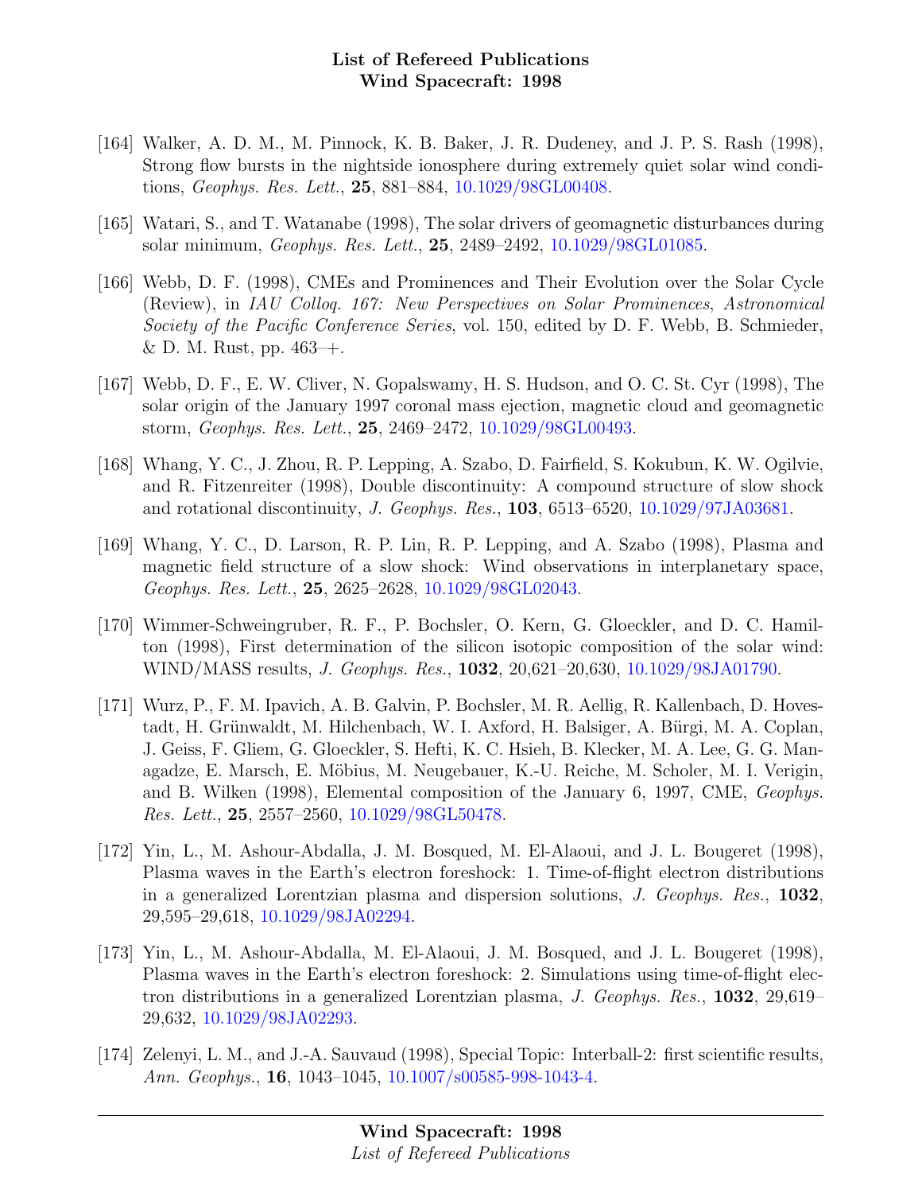[164] Walker, A. D. M., M. Pinnock, K. B. Baker, J. R. Dudeney, and J. P. S. Rash (1998), Strong flow bursts in the nightside ionosphere during extremely quiet solar wind conditions, *Geophys. Res. Lett.*, **25**, 881–884, 10.1029/98GL00408.

[165] Watari, S., and T. Watanabe (1998), The solar drivers of geomagnetic disturbances during solar minimum, *Geophys. Res. Lett.*, **25**, 2489–2492, 10.1029/98GL01085.

[166] Webb, D. F. (1998), CMEs and Prominences and Their Evolution over the Solar Cycle (Review), in *IAU Colloq. 167: New Perspectives on Solar Prominences*, *Astronomical Society of the Pacific Conference Series*, vol. 150, edited by D. F. Webb, B. Schmieder, & D. M. Rust, pp. 463–+.

[167] Webb, D. F., E. W. Cliver, N. Gopalswamy, H. S. Hudson, and O. C. St. Cyr (1998), The solar origin of the January 1997 coronal mass ejection, magnetic cloud and geomagnetic storm, *Geophys. Res. Lett.*, **25**, 2469–2472, 10.1029/98GL00493.

[168] Whang, Y. C., J. Zhou, R. P. Lepping, A. Szabo, D. Fairfield, S. Kokubun, K. W. Ogilvie, and R. Fitzenreiter (1998), Double discontinuity: A compound structure of slow shock and rotational discontinuity, *J. Geophys. Res.*, **103**, 6513–6520, 10.1029/97JA03681.

[169] Whang, Y. C., D. Larson, R. P. Lin, R. P. Lepping, and A. Szabo (1998), Plasma and magnetic field structure of a slow shock: Wind observations in interplanetary space, *Geophys. Res. Lett.*, **25**, 2625–2628, 10.1029/98GL02043.

[170] Wimmer-Schweingruber, R. F., P. Bochsler, O. Kern, G. Gloeckler, and D. C. Hamilton (1998), First determination of the silicon isotopic composition of the solar wind: WIND/MASS results, *J. Geophys. Res.*, **1032**, 20,621–20,630, 10.1029/98JA01790.

[171] Wurz, P., F. M. Ipavich, A. B. Galvin, P. Bochsler, M. R. Aellig, R. Kallenbach, D. Hovestadt, H. Grünwaldt, M. Hilchenbach, W. I. Axford, H. Balsiger, A. Bürgi, M. A. Coplan, J. Geiss, F. Gliem, G. Gloeckler, S. Hefti, K. C. Hsieh, B. Klecker, M. A. Lee, G. G. Managadze, E. Marsch, E. Möbius, M. Neugebauer, K.-U. Reiche, M. Scholer, M. I. Verigin, and B. Wilken (1998), Elemental composition of the January 6, 1997, CME, *Geophys. Res. Lett.*, **25**, 2557–2560, 10.1029/98GL50478.

[172] Yin, L., M. Ashour-Abdalla, J. M. Bosqued, M. El-Alaoui, and J. L. Bougeret (1998), Plasma waves in the Earth's electron foreshock: 1. Time-of-flight electron distributions in a generalized Lorentzian plasma and dispersion solutions, *J. Geophys. Res.*, **1032**, 29,595–29,618, 10.1029/98JA02294.

[173] Yin, L., M. Ashour-Abdalla, M. El-Alaoui, J. M. Bosqued, and J. L. Bougeret (1998), Plasma waves in the Earth's electron foreshock: 2. Simulations using time-of-flight electron distributions in a generalized Lorentzian plasma, *J. Geophys. Res.*, **1032**, 29,619–29,632, 10.1029/98JA02293.

[174] Zelenyi, L. M., and J.-A. Sauvaud (1998), Special Topic: Interball-2: first scientific results, *Ann. Geophys.*, **16**, 1043–1045, 10.1007/s00585-998-1043-4.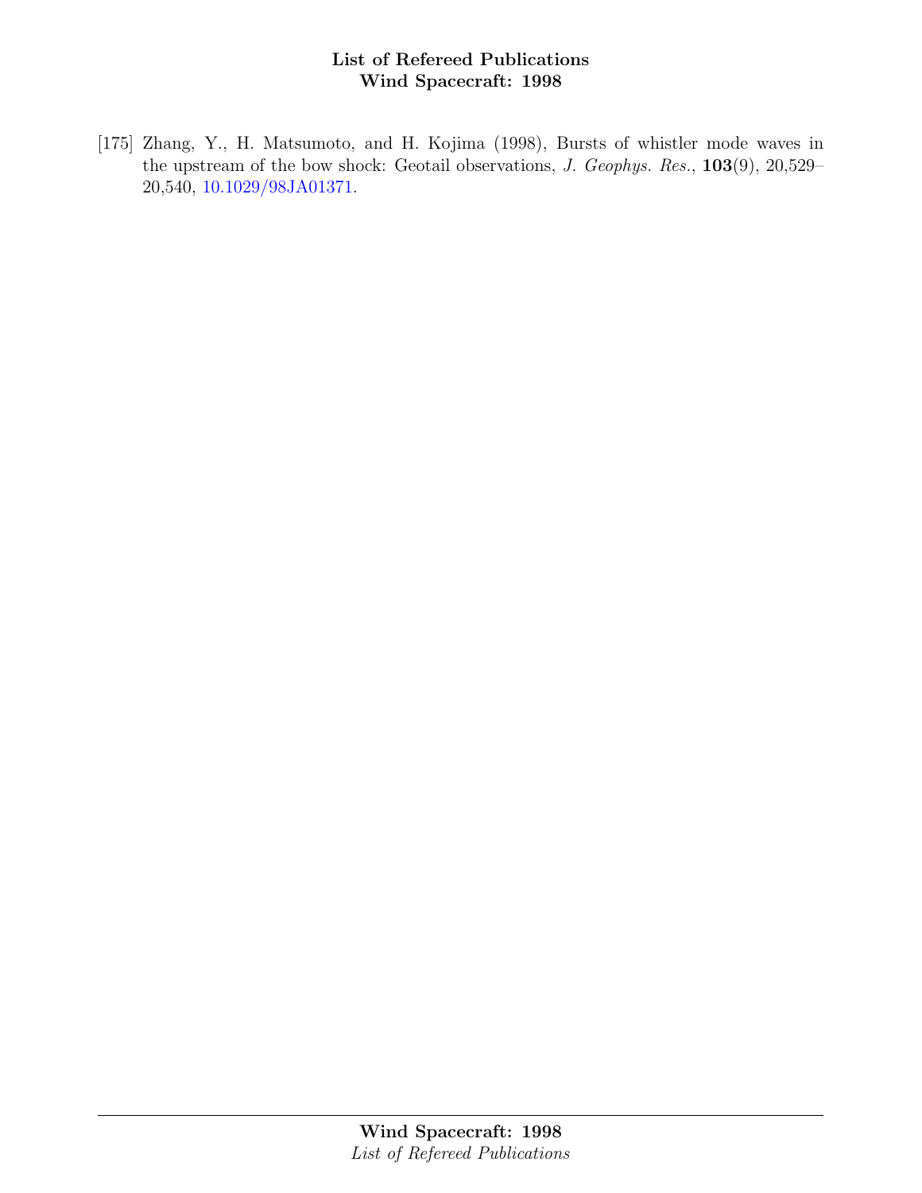[175] Zhang, Y., H. Matsumoto, and H. Kojima (1998), Bursts of whistler mode waves in the upstream of the bow shock: Geotail observations, *J. Geophys. Res.*, **103**(9), 20,529–20,540, 10.1029/98JA01371.